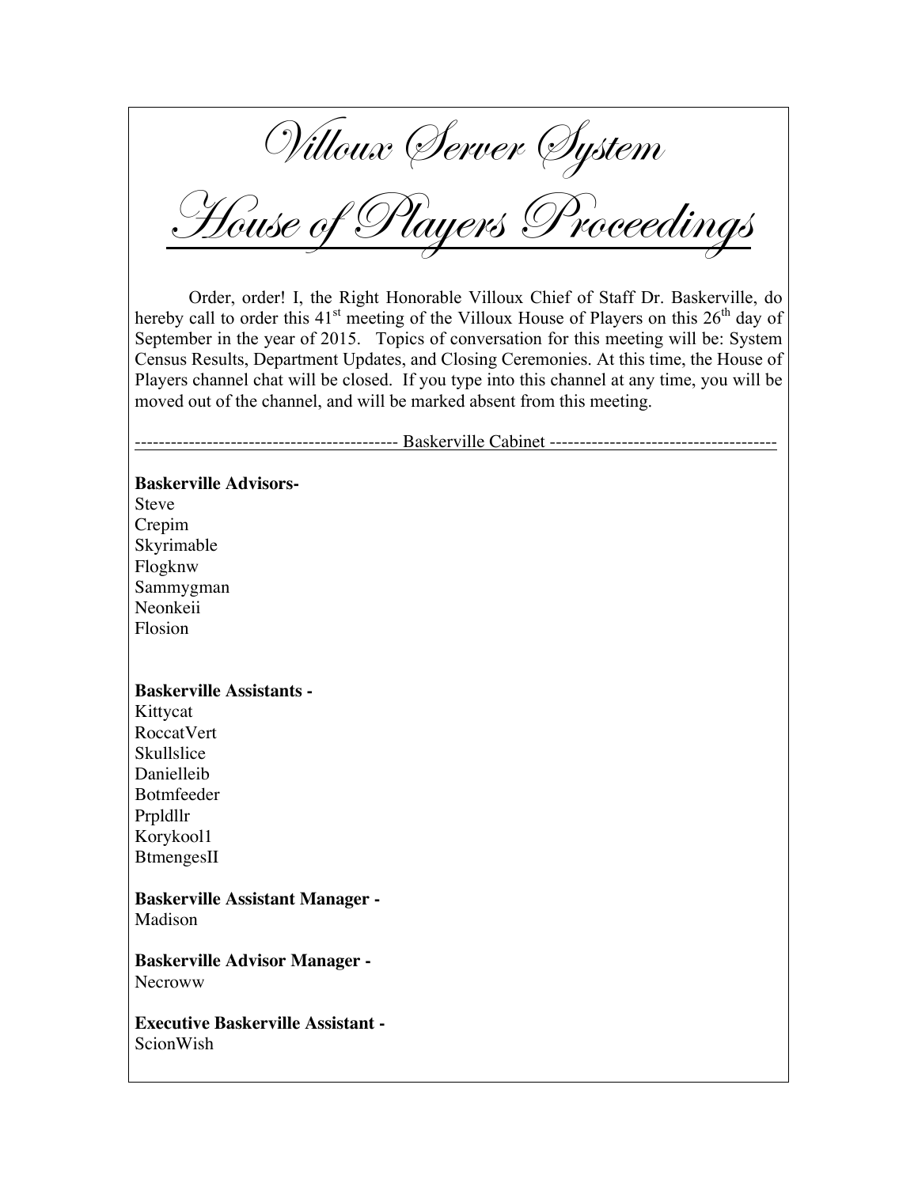# Villoux Server System

# House of Players Proceedings

Order, order! I, the Right Honorable Villoux Chief of Staff Dr. Baskerville, do hereby call to order this 41st meeting of the Villoux House of Players on this 26th day of September in the year of 2015. Topics of conversation for this meeting will be: System Census Results, Department Updates, and Closing Ceremonies. At this time, the House of Players channel chat will be closed. If you type into this channel at any time, you will be moved out of the channel, and will be marked absent from this meeting.

-------------------------------------------- Baskerville Cabinet --------------------------------------

**Baskerville Advisors-**

Steve
Crepim
Skyrimable
Flogknw
Sammygman
Neonkeii
Flosion

**Baskerville Assistants -**

Kittycat
RoccatVert
Skullslice
Danielleib
Botmfeeder
Prpldllr
Korykool1
BtmengesII

**Baskerville Assistant Manager -**

Madison

**Baskerville Advisor Manager -**

Necroww

**Executive Baskerville Assistant -**

ScionWish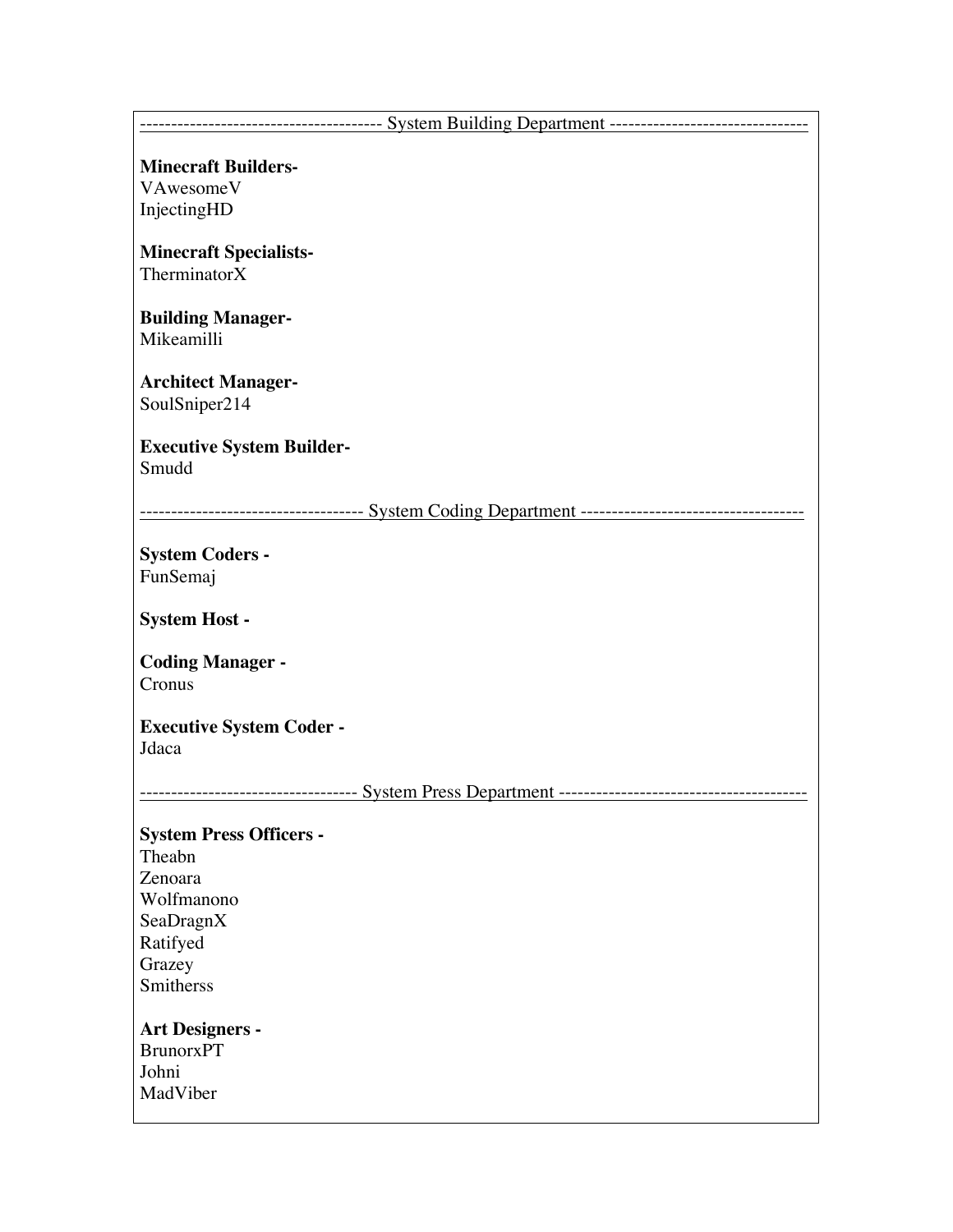-------------------------------------- System Building Department --------------------------------

**Minecraft Builders-**
VAwesomeV
InjectingHD

**Minecraft Specialists-**
TherminatorX

**Building Manager-**
Mikeamilli

**Architect Manager-**
SoulSniper214

**Executive System Builder-**
Smudd

----------------------------------- System Coding Department -----------------------------------

**System Coders -**
FunSemaj

**System Host -**

**Coding Manager -**
Cronus

**Executive System Coder -**
Jdaca

---------------------------------- System Press Department ---------------------------------------

**System Press Officers -**
Theabn
Zenoara
Wolfmanono
SeaDragnX
Ratifyed
Grazey
Smitherss

**Art Designers -**
BrunorxPT
Johni
MadViber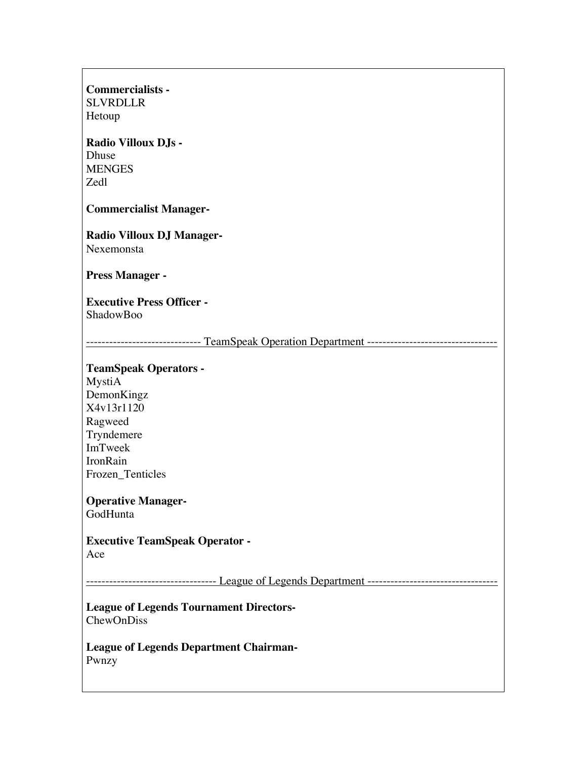**Commercialists -**
SLVRDLLR
Hetoup

**Radio Villoux DJs -**
Dhuse
MENGES
Zedl

**Commercialist Manager-**

**Radio Villoux DJ Manager-**
Nexemonsta

**Press Manager -**

**Executive Press Officer -**
ShadowBoo

----------------------------- TeamSpeak Operation Department ---------------------------------

**TeamSpeak Operators -**
MystiA
DemonKingz
X4v13r1120
Ragweed
Tryndemere
ImTweek
IronRain
Frozen_Tenticles

**Operative Manager-**
GodHunta

**Executive TeamSpeak Operator -**
Ace

--------------------------------- League of Legends Department ---------------------------------

**League of Legends Tournament Directors-**
ChewOnDiss

**League of Legends Department Chairman-**
Pwnzy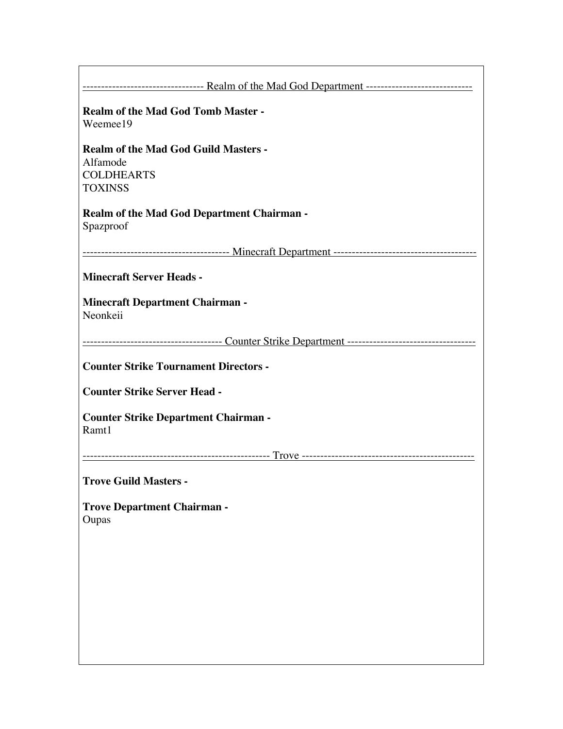-------------------------------- Realm of the Mad God Department ----------------------------

**Realm of the Mad God Tomb Master -**
Weemee19

**Realm of the Mad God Guild Masters -**
Alfamode
COLDHEARTS
TOXINSS

**Realm of the Mad God Department Chairman -**
Spazproof

--------------------------------------- Minecraft Department --------------------------------------

**Minecraft Server Heads -**

**Minecraft Department Chairman -**
Neonkeii

------------------------------------- Counter Strike Department ----------------------------------

**Counter Strike Tournament Directors -**

**Counter Strike Server Head -**

**Counter Strike Department Chairman -**
Ramt1

-------------------------------------------------- Trove ----------------------------------------------

**Trove Guild Masters -**

**Trove Department Chairman -**
Oupas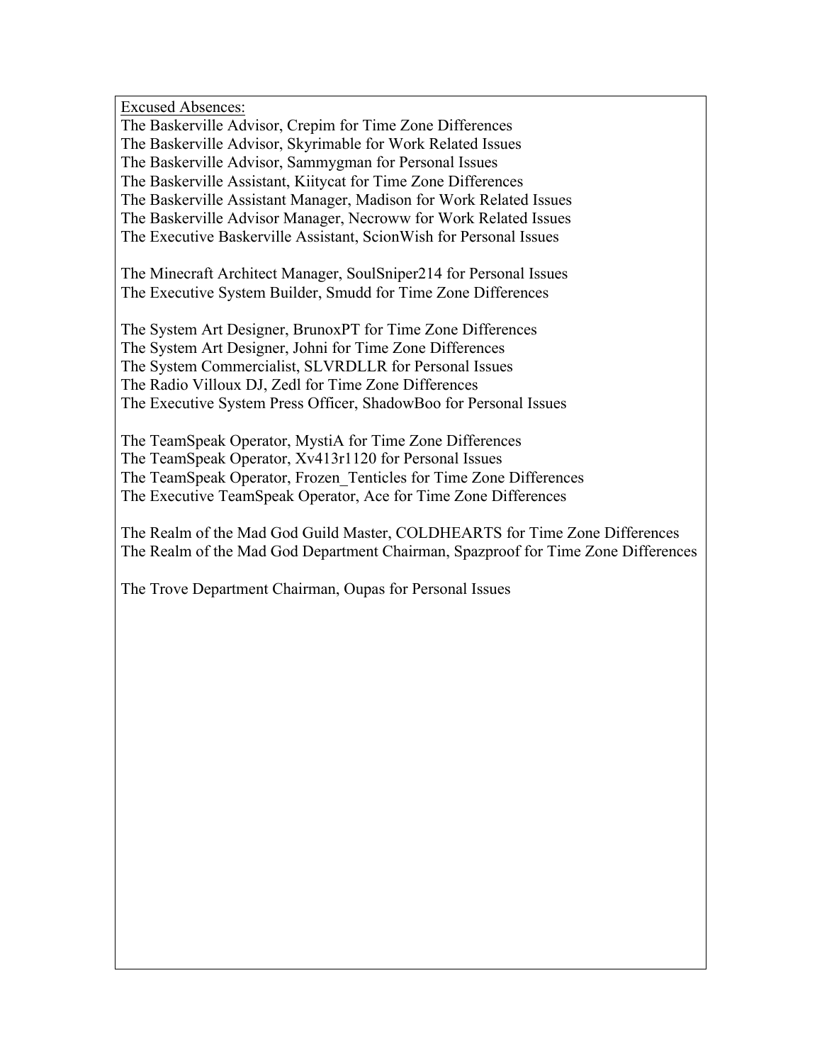<u>Excused Absences:</u>

The Baskerville Advisor, Crepim for Time Zone Differences
The Baskerville Advisor, Skyrimable for Work Related Issues
The Baskerville Advisor, Sammygman for Personal Issues
The Baskerville Assistant, Kiitycat for Time Zone Differences
The Baskerville Assistant Manager, Madison for Work Related Issues
The Baskerville Advisor Manager, Necroww for Work Related Issues
The Executive Baskerville Assistant, ScionWish for Personal Issues

The Minecraft Architect Manager, SoulSniper214 for Personal Issues
The Executive System Builder, Smudd for Time Zone Differences

The System Art Designer, BrunoxPT for Time Zone Differences
The System Art Designer, Johni for Time Zone Differences
The System Commercialist, SLVRDLLR for Personal Issues
The Radio Villoux DJ, Zedl for Time Zone Differences
The Executive System Press Officer, ShadowBoo for Personal Issues

The TeamSpeak Operator, MystiA for Time Zone Differences
The TeamSpeak Operator, Xv413r1120 for Personal Issues
The TeamSpeak Operator, Frozen_Tenticles for Time Zone Differences
The Executive TeamSpeak Operator, Ace for Time Zone Differences

The Realm of the Mad God Guild Master, COLDHEARTS for Time Zone Differences
The Realm of the Mad God Department Chairman, Spazproof for Time Zone Differences

The Trove Department Chairman, Oupas for Personal Issues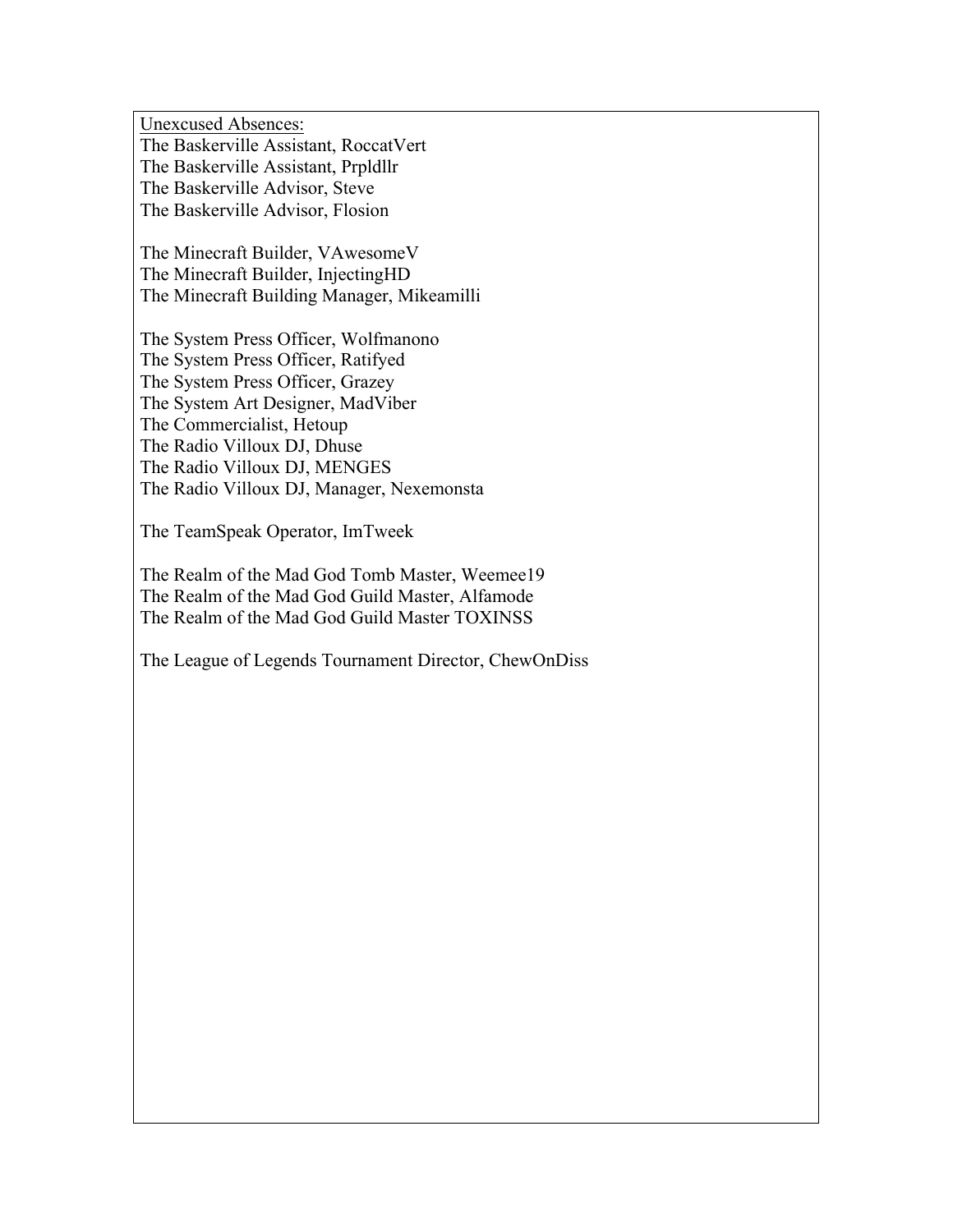Unexcused Absences:

The Baskerville Assistant, RoccatVert
The Baskerville Assistant, Prpldllr
The Baskerville Advisor, Steve
The Baskerville Advisor, Flosion

The Minecraft Builder, VAwesomeV
The Minecraft Builder, InjectingHD
The Minecraft Building Manager, Mikeamilli

The System Press Officer, Wolfmanono
The System Press Officer, Ratifyed
The System Press Officer, Grazey
The System Art Designer, MadViber
The Commercialist, Hetoup
The Radio Villoux DJ, Dhuse
The Radio Villoux DJ, MENGES
The Radio Villoux DJ, Manager, Nexemonsta

The TeamSpeak Operator, ImTweek

The Realm of the Mad God Tomb Master, Weemee19
The Realm of the Mad God Guild Master, Alfamode
The Realm of the Mad God Guild Master TOXINSS

The League of Legends Tournament Director, ChewOnDiss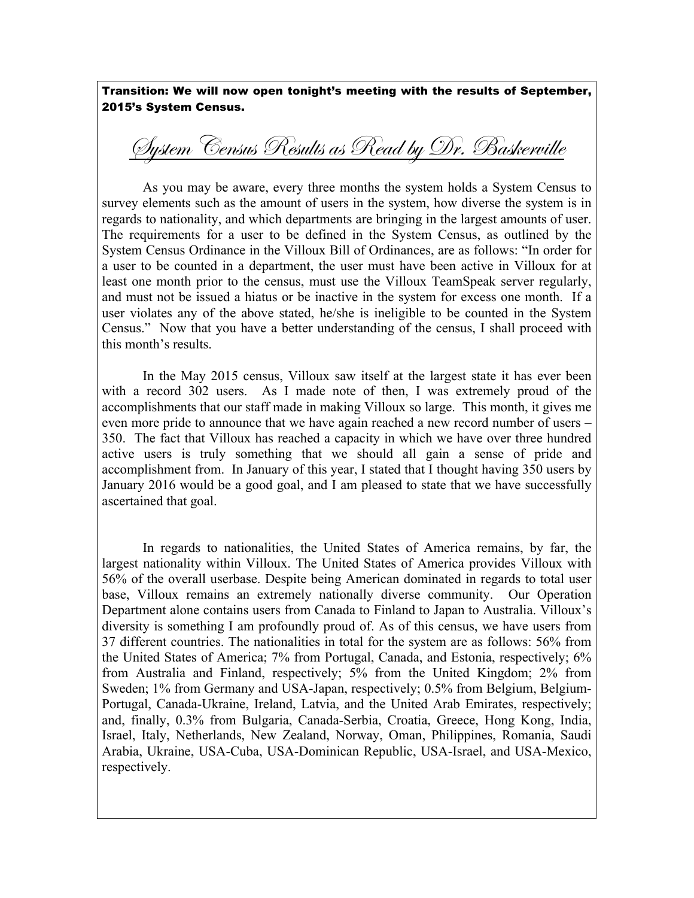**Transition: We will now open tonight's meeting with the results of September, 2015's System Census.**

## *System Census Results as Read by Dr. Baskerville*

As you may be aware, every three months the system holds a System Census to survey elements such as the amount of users in the system, how diverse the system is in regards to nationality, and which departments are bringing in the largest amounts of user. The requirements for a user to be defined in the System Census, as outlined by the System Census Ordinance in the Villoux Bill of Ordinances, are as follows: "In order for a user to be counted in a department, the user must have been active in Villoux for at least one month prior to the census, must use the Villoux TeamSpeak server regularly, and must not be issued a hiatus or be inactive in the system for excess one month. If a user violates any of the above stated, he/she is ineligible to be counted in the System Census." Now that you have a better understanding of the census, I shall proceed with this month's results.

In the May 2015 census, Villoux saw itself at the largest state it has ever been with a record 302 users. As I made note of then, I was extremely proud of the accomplishments that our staff made in making Villoux so large. This month, it gives me even more pride to announce that we have again reached a new record number of users – 350. The fact that Villoux has reached a capacity in which we have over three hundred active users is truly something that we should all gain a sense of pride and accomplishment from. In January of this year, I stated that I thought having 350 users by January 2016 would be a good goal, and I am pleased to state that we have successfully ascertained that goal.

In regards to nationalities, the United States of America remains, by far, the largest nationality within Villoux. The United States of America provides Villoux with 56% of the overall userbase. Despite being American dominated in regards to total user base, Villoux remains an extremely nationally diverse community. Our Operation Department alone contains users from Canada to Finland to Japan to Australia. Villoux's diversity is something I am profoundly proud of. As of this census, we have users from 37 different countries. The nationalities in total for the system are as follows: 56% from the United States of America; 7% from Portugal, Canada, and Estonia, respectively; 6% from Australia and Finland, respectively; 5% from the United Kingdom; 2% from Sweden; 1% from Germany and USA-Japan, respectively; 0.5% from Belgium, Belgium-Portugal, Canada-Ukraine, Ireland, Latvia, and the United Arab Emirates, respectively; and, finally, 0.3% from Bulgaria, Canada-Serbia, Croatia, Greece, Hong Kong, India, Israel, Italy, Netherlands, New Zealand, Norway, Oman, Philippines, Romania, Saudi Arabia, Ukraine, USA-Cuba, USA-Dominican Republic, USA-Israel, and USA-Mexico, respectively.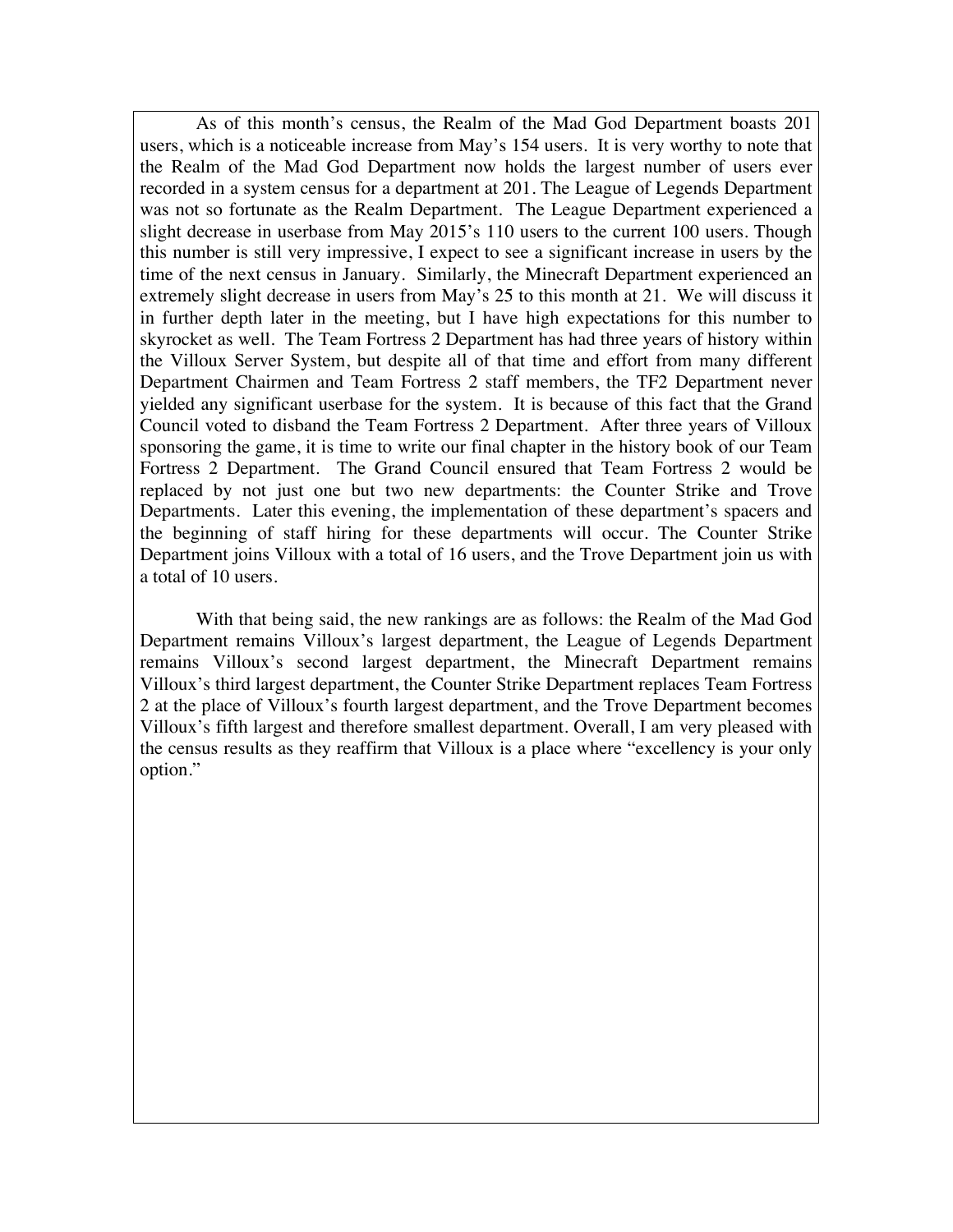As of this month's census, the Realm of the Mad God Department boasts 201 users, which is a noticeable increase from May's 154 users. It is very worthy to note that the Realm of the Mad God Department now holds the largest number of users ever recorded in a system census for a department at 201. The League of Legends Department was not so fortunate as the Realm Department. The League Department experienced a slight decrease in userbase from May 2015's 110 users to the current 100 users. Though this number is still very impressive, I expect to see a significant increase in users by the time of the next census in January. Similarly, the Minecraft Department experienced an extremely slight decrease in users from May's 25 to this month at 21. We will discuss it in further depth later in the meeting, but I have high expectations for this number to skyrocket as well. The Team Fortress 2 Department has had three years of history within the Villoux Server System, but despite all of that time and effort from many different Department Chairmen and Team Fortress 2 staff members, the TF2 Department never yielded any significant userbase for the system. It is because of this fact that the Grand Council voted to disband the Team Fortress 2 Department. After three years of Villoux sponsoring the game, it is time to write our final chapter in the history book of our Team Fortress 2 Department. The Grand Council ensured that Team Fortress 2 would be replaced by not just one but two new departments: the Counter Strike and Trove Departments. Later this evening, the implementation of these department's spacers and the beginning of staff hiring for these departments will occur. The Counter Strike Department joins Villoux with a total of 16 users, and the Trove Department join us with a total of 10 users.

With that being said, the new rankings are as follows: the Realm of the Mad God Department remains Villoux's largest department, the League of Legends Department remains Villoux's second largest department, the Minecraft Department remains Villoux's third largest department, the Counter Strike Department replaces Team Fortress 2 at the place of Villoux's fourth largest department, and the Trove Department becomes Villoux's fifth largest and therefore smallest department. Overall, I am very pleased with the census results as they reaffirm that Villoux is a place where "excellency is your only option."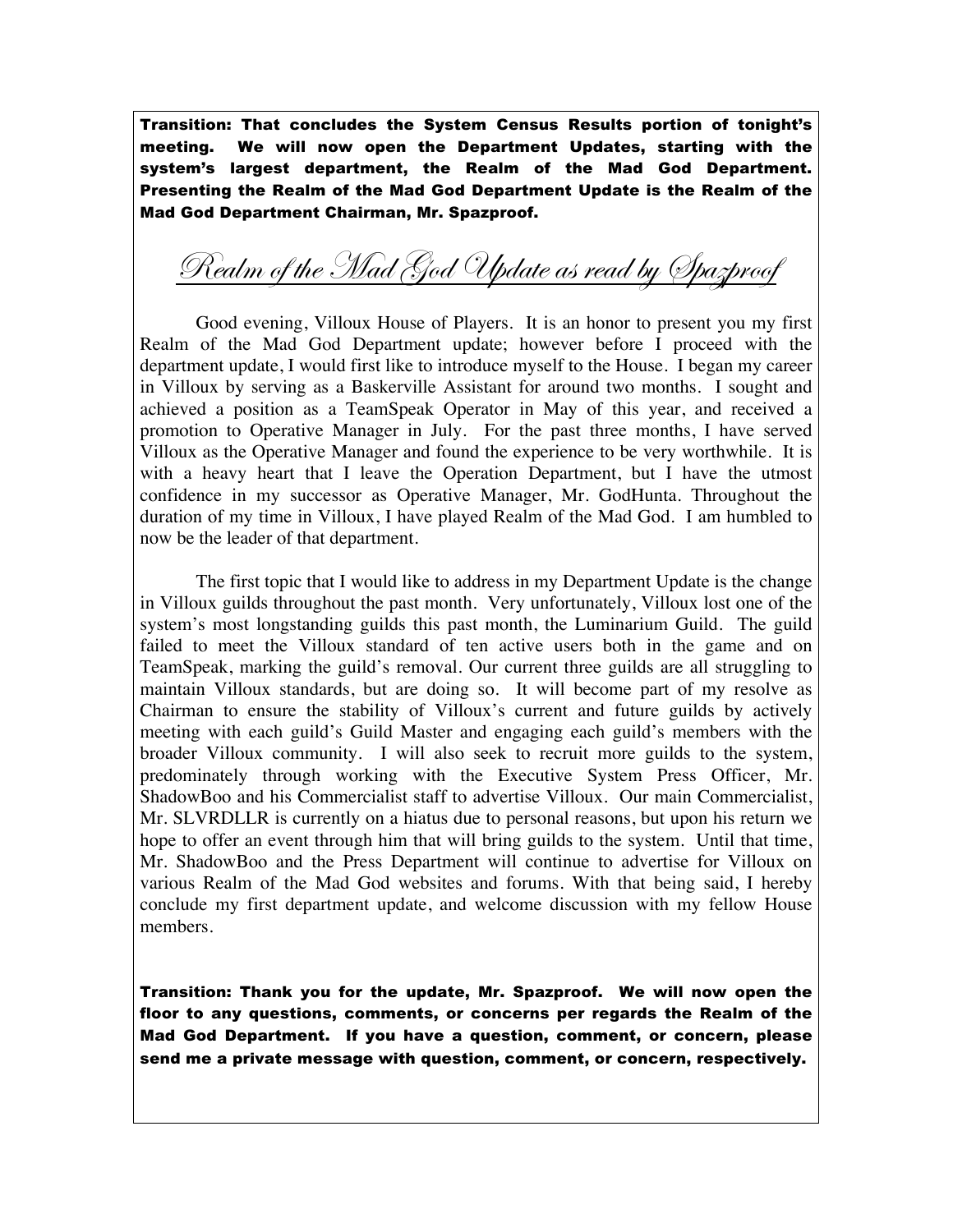**Transition: That concludes the System Census Results portion of tonight's meeting. We will now open the Department Updates, starting with the system's largest department, the Realm of the Mad God Department. Presenting the Realm of the Mad God Department Update is the Realm of the Mad God Department Chairman, Mr. Spazproof.**

# *Realm of the Mad God Update as read by Spazproof*

Good evening, Villoux House of Players. It is an honor to present you my first Realm of the Mad God Department update; however before I proceed with the department update, I would first like to introduce myself to the House. I began my career in Villoux by serving as a Baskerville Assistant for around two months. I sought and achieved a position as a TeamSpeak Operator in May of this year, and received a promotion to Operative Manager in July. For the past three months, I have served Villoux as the Operative Manager and found the experience to be very worthwhile. It is with a heavy heart that I leave the Operation Department, but I have the utmost confidence in my successor as Operative Manager, Mr. GodHunta. Throughout the duration of my time in Villoux, I have played Realm of the Mad God. I am humbled to now be the leader of that department.

The first topic that I would like to address in my Department Update is the change in Villoux guilds throughout the past month. Very unfortunately, Villoux lost one of the system's most longstanding guilds this past month, the Luminarium Guild. The guild failed to meet the Villoux standard of ten active users both in the game and on TeamSpeak, marking the guild's removal. Our current three guilds are all struggling to maintain Villoux standards, but are doing so. It will become part of my resolve as Chairman to ensure the stability of Villoux's current and future guilds by actively meeting with each guild's Guild Master and engaging each guild's members with the broader Villoux community. I will also seek to recruit more guilds to the system, predominately through working with the Executive System Press Officer, Mr. ShadowBoo and his Commercialist staff to advertise Villoux. Our main Commercialist, Mr. SLVRDLLR is currently on a hiatus due to personal reasons, but upon his return we hope to offer an event through him that will bring guilds to the system. Until that time, Mr. ShadowBoo and the Press Department will continue to advertise for Villoux on various Realm of the Mad God websites and forums. With that being said, I hereby conclude my first department update, and welcome discussion with my fellow House members.

**Transition: Thank you for the update, Mr. Spazproof. We will now open the floor to any questions, comments, or concerns per regards the Realm of the Mad God Department. If you have a question, comment, or concern, please send me a private message with question, comment, or concern, respectively.**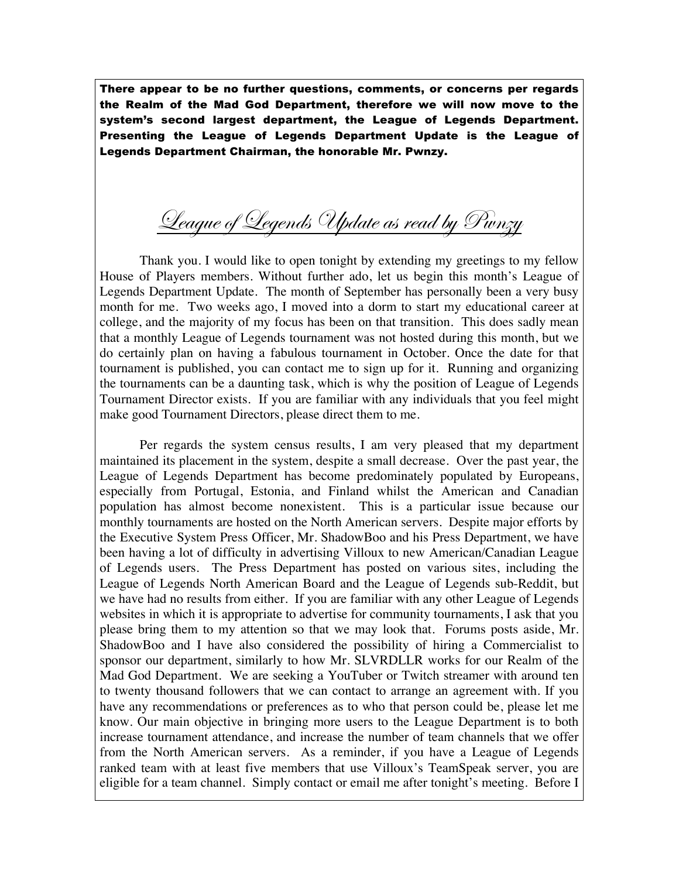**There appear to be no further questions, comments, or concerns per regards the Realm of the Mad God Department, therefore we will now move to the system's second largest department, the League of Legends Department. Presenting the League of Legends Department Update is the League of Legends Department Chairman, the honorable Mr. Pwnzy.**

## *League of Legends Update as read by Pwnzy*

Thank you. I would like to open tonight by extending my greetings to my fellow House of Players members. Without further ado, let us begin this month's League of Legends Department Update. The month of September has personally been a very busy month for me. Two weeks ago, I moved into a dorm to start my educational career at college, and the majority of my focus has been on that transition. This does sadly mean that a monthly League of Legends tournament was not hosted during this month, but we do certainly plan on having a fabulous tournament in October. Once the date for that tournament is published, you can contact me to sign up for it. Running and organizing the tournaments can be a daunting task, which is why the position of League of Legends Tournament Director exists. If you are familiar with any individuals that you feel might make good Tournament Directors, please direct them to me.

Per regards the system census results, I am very pleased that my department maintained its placement in the system, despite a small decrease. Over the past year, the League of Legends Department has become predominately populated by Europeans, especially from Portugal, Estonia, and Finland whilst the American and Canadian population has almost become nonexistent. This is a particular issue because our monthly tournaments are hosted on the North American servers. Despite major efforts by the Executive System Press Officer, Mr. ShadowBoo and his Press Department, we have been having a lot of difficulty in advertising Villoux to new American/Canadian League of Legends users. The Press Department has posted on various sites, including the League of Legends North American Board and the League of Legends sub-Reddit, but we have had no results from either. If you are familiar with any other League of Legends websites in which it is appropriate to advertise for community tournaments, I ask that you please bring them to my attention so that we may look that. Forums posts aside, Mr. ShadowBoo and I have also considered the possibility of hiring a Commercialist to sponsor our department, similarly to how Mr. SLVRDLLR works for our Realm of the Mad God Department. We are seeking a YouTuber or Twitch streamer with around ten to twenty thousand followers that we can contact to arrange an agreement with. If you have any recommendations or preferences as to who that person could be, please let me know. Our main objective in bringing more users to the League Department is to both increase tournament attendance, and increase the number of team channels that we offer from the North American servers. As a reminder, if you have a League of Legends ranked team with at least five members that use Villoux's TeamSpeak server, you are eligible for a team channel. Simply contact or email me after tonight's meeting. Before I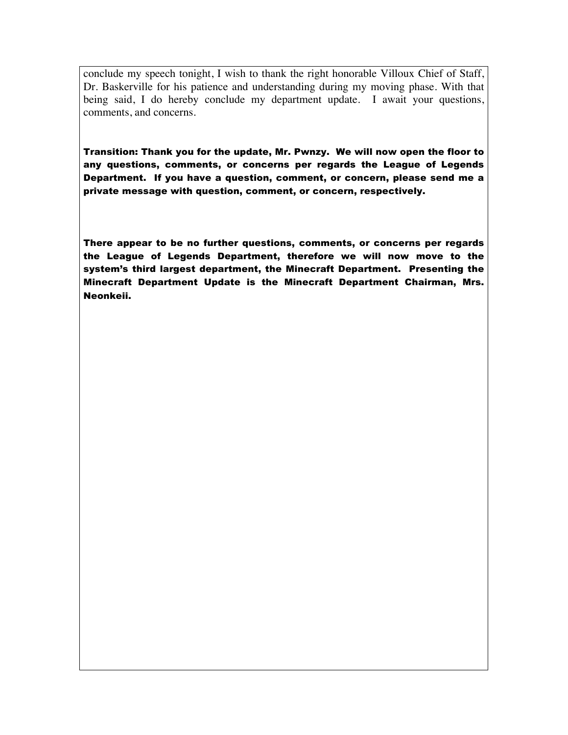conclude my speech tonight, I wish to thank the right honorable Villoux Chief of Staff, Dr. Baskerville for his patience and understanding during my moving phase. With that being said, I do hereby conclude my department update. I await your questions, comments, and concerns.

**Transition: Thank you for the update, Mr. Pwnzy. We will now open the floor to any questions, comments, or concerns per regards the League of Legends Department. If you have a question, comment, or concern, please send me a private message with question, comment, or concern, respectively.**

**There appear to be no further questions, comments, or concerns per regards the League of Legends Department, therefore we will now move to the system's third largest department, the Minecraft Department. Presenting the Minecraft Department Update is the Minecraft Department Chairman, Mrs. Neonkeii.**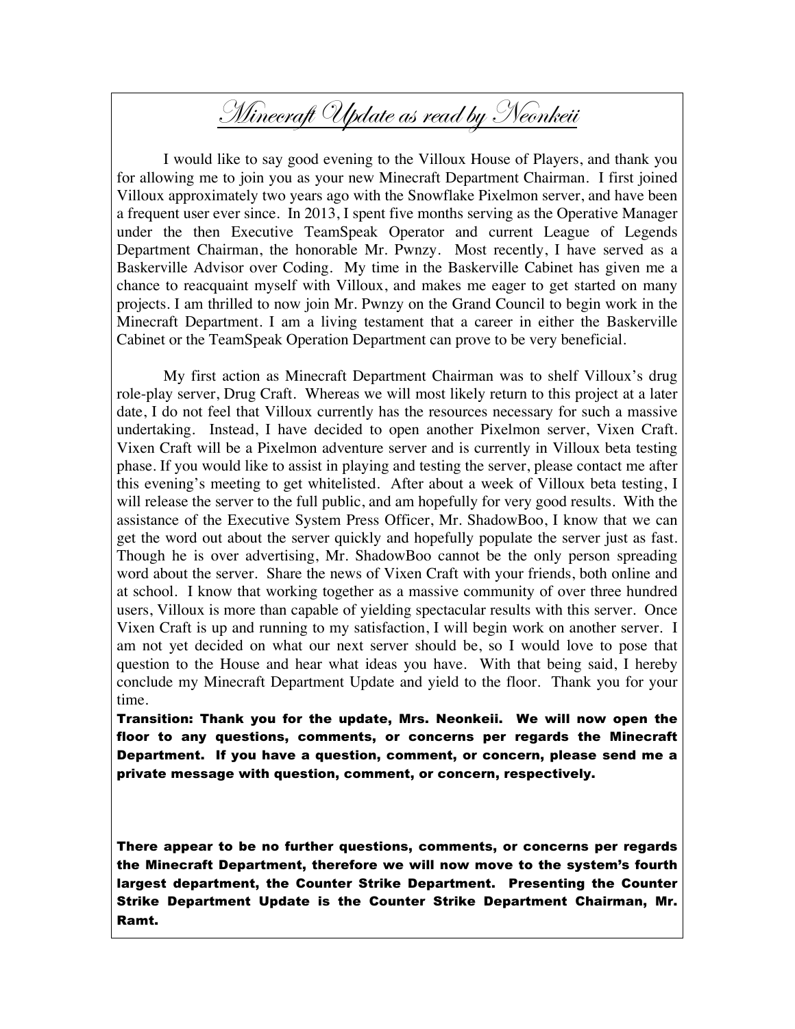# *Minecraft Update as read by Neonkeii*

I would like to say good evening to the Villoux House of Players, and thank you for allowing me to join you as your new Minecraft Department Chairman. I first joined Villoux approximately two years ago with the Snowflake Pixelmon server, and have been a frequent user ever since. In 2013, I spent five months serving as the Operative Manager under the then Executive TeamSpeak Operator and current League of Legends Department Chairman, the honorable Mr. Pwnzy. Most recently, I have served as a Baskerville Advisor over Coding. My time in the Baskerville Cabinet has given me a chance to reacquaint myself with Villoux, and makes me eager to get started on many projects. I am thrilled to now join Mr. Pwnzy on the Grand Council to begin work in the Minecraft Department. I am a living testament that a career in either the Baskerville Cabinet or the TeamSpeak Operation Department can prove to be very beneficial.

My first action as Minecraft Department Chairman was to shelf Villoux's drug role-play server, Drug Craft. Whereas we will most likely return to this project at a later date, I do not feel that Villoux currently has the resources necessary for such a massive undertaking. Instead, I have decided to open another Pixelmon server, Vixen Craft. Vixen Craft will be a Pixelmon adventure server and is currently in Villoux beta testing phase. If you would like to assist in playing and testing the server, please contact me after this evening's meeting to get whitelisted. After about a week of Villoux beta testing, I will release the server to the full public, and am hopefully for very good results. With the assistance of the Executive System Press Officer, Mr. ShadowBoo, I know that we can get the word out about the server quickly and hopefully populate the server just as fast. Though he is over advertising, Mr. ShadowBoo cannot be the only person spreading word about the server. Share the news of Vixen Craft with your friends, both online and at school. I know that working together as a massive community of over three hundred users, Villoux is more than capable of yielding spectacular results with this server. Once Vixen Craft is up and running to my satisfaction, I will begin work on another server. I am not yet decided on what our next server should be, so I would love to pose that question to the House and hear what ideas you have. With that being said, I hereby conclude my Minecraft Department Update and yield to the floor. Thank you for your time.

**Transition: Thank you for the update, Mrs. Neonkeii. We will now open the floor to any questions, comments, or concerns per regards the Minecraft Department. If you have a question, comment, or concern, please send me a private message with question, comment, or concern, respectively.**

**There appear to be no further questions, comments, or concerns per regards the Minecraft Department, therefore we will now move to the system's fourth largest department, the Counter Strike Department. Presenting the Counter Strike Department Update is the Counter Strike Department Chairman, Mr. Ramt.**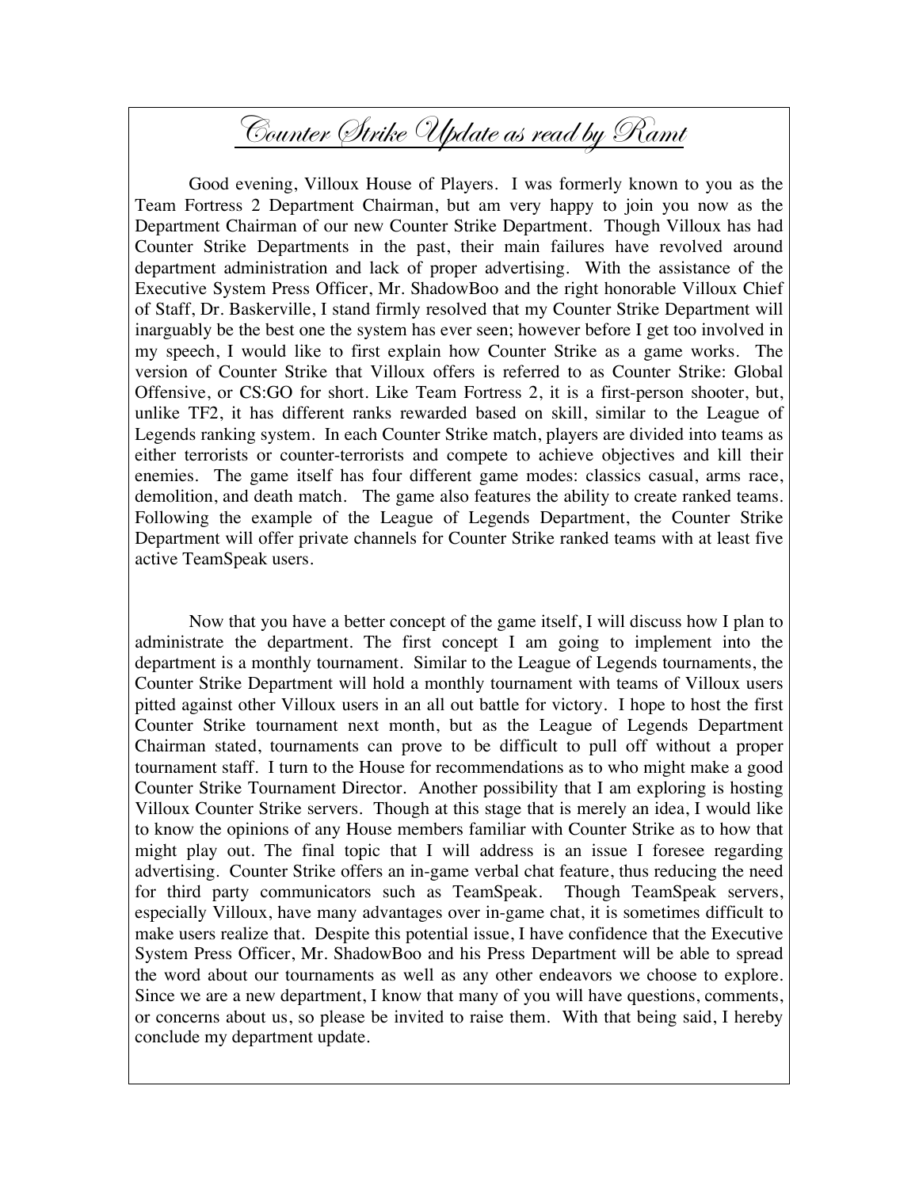# Counter Strike Update as read by Ramt

Good evening, Villoux House of Players. I was formerly known to you as the Team Fortress 2 Department Chairman, but am very happy to join you now as the Department Chairman of our new Counter Strike Department. Though Villoux has had Counter Strike Departments in the past, their main failures have revolved around department administration and lack of proper advertising. With the assistance of the Executive System Press Officer, Mr. ShadowBoo and the right honorable Villoux Chief of Staff, Dr. Baskerville, I stand firmly resolved that my Counter Strike Department will inarguably be the best one the system has ever seen; however before I get too involved in my speech, I would like to first explain how Counter Strike as a game works. The version of Counter Strike that Villoux offers is referred to as Counter Strike: Global Offensive, or CS:GO for short. Like Team Fortress 2, it is a first-person shooter, but, unlike TF2, it has different ranks rewarded based on skill, similar to the League of Legends ranking system. In each Counter Strike match, players are divided into teams as either terrorists or counter-terrorists and compete to achieve objectives and kill their enemies. The game itself has four different game modes: classics casual, arms race, demolition, and death match. The game also features the ability to create ranked teams. Following the example of the League of Legends Department, the Counter Strike Department will offer private channels for Counter Strike ranked teams with at least five active TeamSpeak users.

Now that you have a better concept of the game itself, I will discuss how I plan to administrate the department. The first concept I am going to implement into the department is a monthly tournament. Similar to the League of Legends tournaments, the Counter Strike Department will hold a monthly tournament with teams of Villoux users pitted against other Villoux users in an all out battle for victory. I hope to host the first Counter Strike tournament next month, but as the League of Legends Department Chairman stated, tournaments can prove to be difficult to pull off without a proper tournament staff. I turn to the House for recommendations as to who might make a good Counter Strike Tournament Director. Another possibility that I am exploring is hosting Villoux Counter Strike servers. Though at this stage that is merely an idea, I would like to know the opinions of any House members familiar with Counter Strike as to how that might play out. The final topic that I will address is an issue I foresee regarding advertising. Counter Strike offers an in-game verbal chat feature, thus reducing the need for third party communicators such as TeamSpeak. Though TeamSpeak servers, especially Villoux, have many advantages over in-game chat, it is sometimes difficult to make users realize that. Despite this potential issue, I have confidence that the Executive System Press Officer, Mr. ShadowBoo and his Press Department will be able to spread the word about our tournaments as well as any other endeavors we choose to explore. Since we are a new department, I know that many of you will have questions, comments, or concerns about us, so please be invited to raise them. With that being said, I hereby conclude my department update.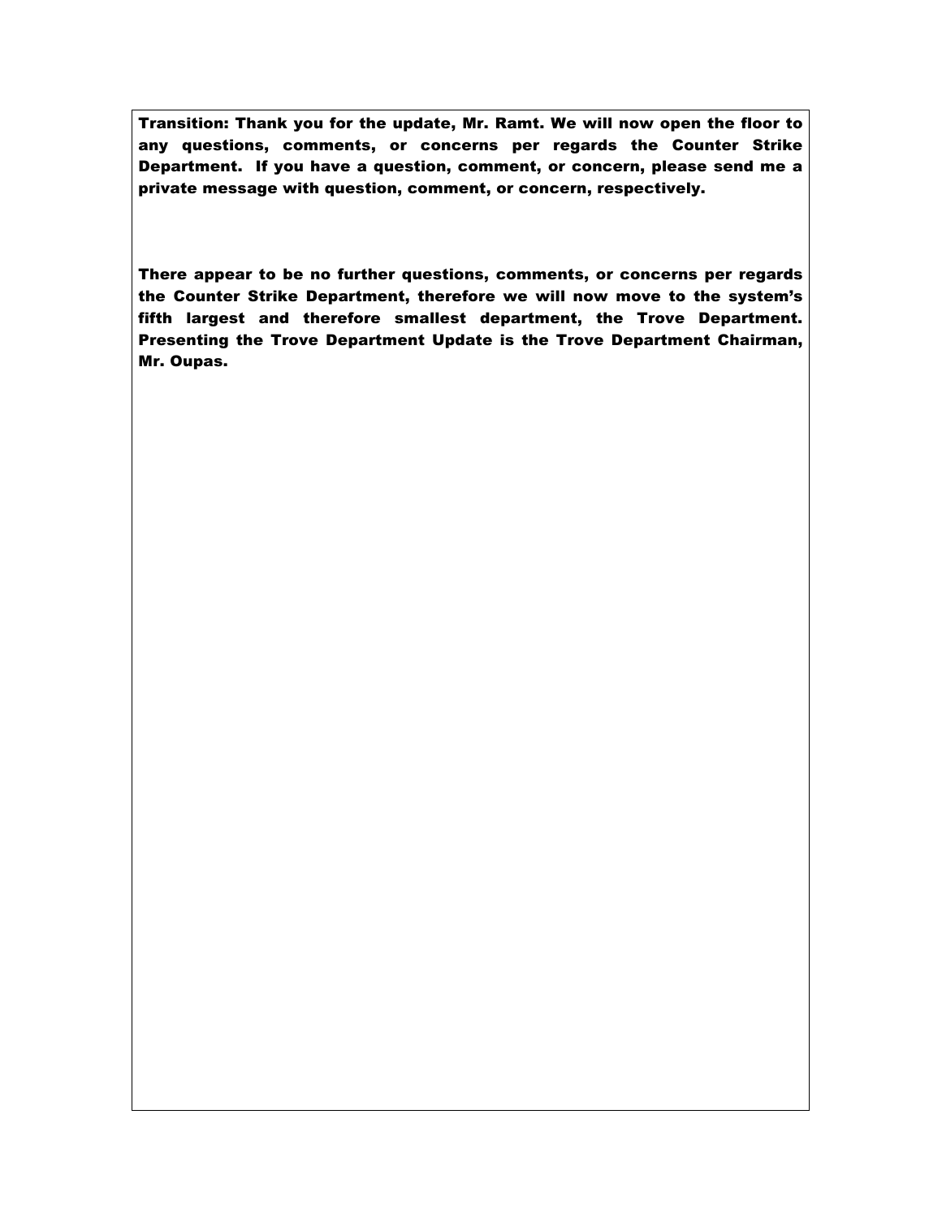**Transition: Thank you for the update, Mr. Ramt. We will now open the floor to any questions, comments, or concerns per regards the Counter Strike Department. If you have a question, comment, or concern, please send me a private message with question, comment, or concern, respectively.**

**There appear to be no further questions, comments, or concerns per regards the Counter Strike Department, therefore we will now move to the system's fifth largest and therefore smallest department, the Trove Department. Presenting the Trove Department Update is the Trove Department Chairman, Mr. Oupas.**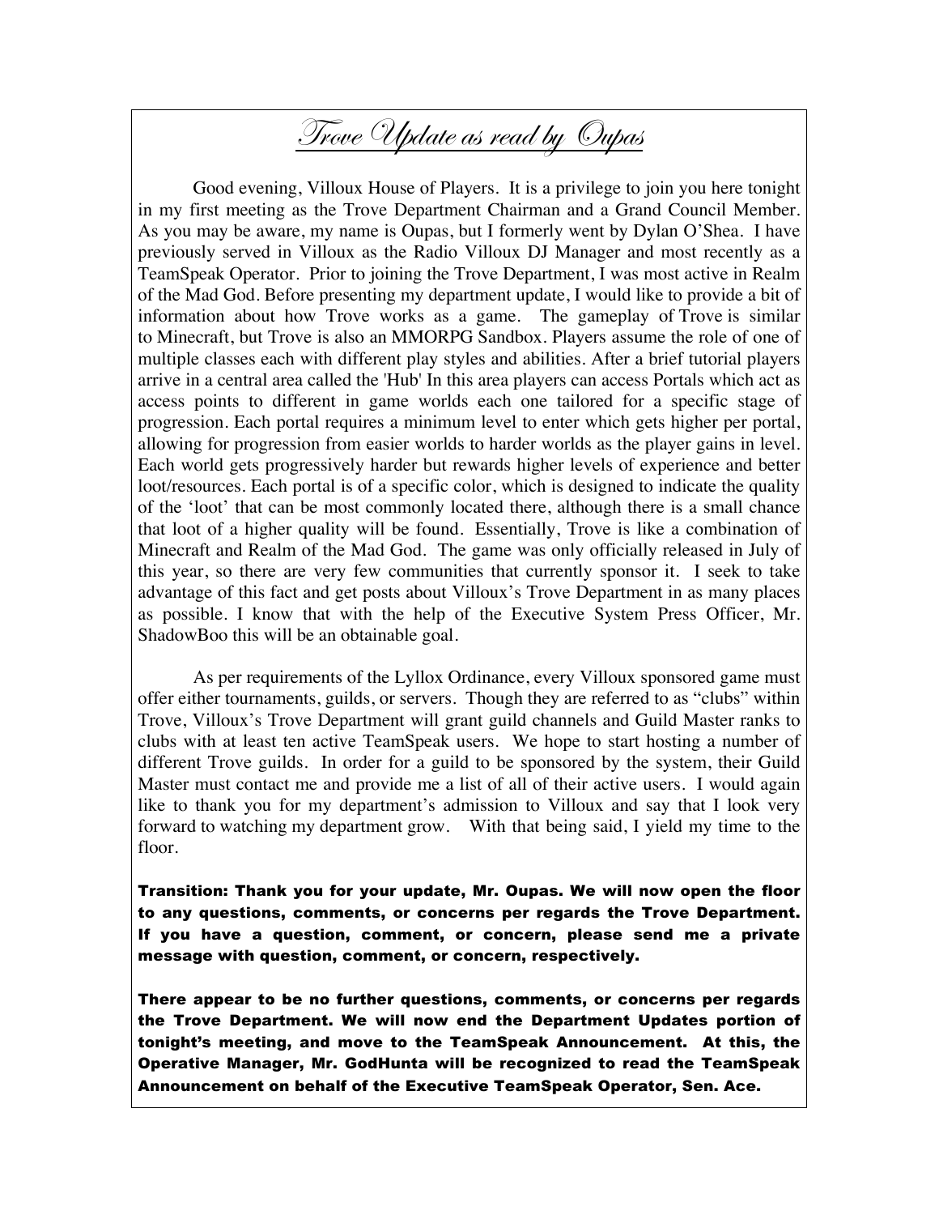# *Trove Update as read by Oupas*

Good evening, Villoux House of Players. It is a privilege to join you here tonight in my first meeting as the Trove Department Chairman and a Grand Council Member. As you may be aware, my name is Oupas, but I formerly went by Dylan O'Shea. I have previously served in Villoux as the Radio Villoux DJ Manager and most recently as a TeamSpeak Operator. Prior to joining the Trove Department, I was most active in Realm of the Mad God. Before presenting my department update, I would like to provide a bit of information about how Trove works as a game. The gameplay of Trove is similar to Minecraft, but Trove is also an MMORPG Sandbox. Players assume the role of one of multiple classes each with different play styles and abilities. After a brief tutorial players arrive in a central area called the 'Hub' In this area players can access Portals which act as access points to different in game worlds each one tailored for a specific stage of progression. Each portal requires a minimum level to enter which gets higher per portal, allowing for progression from easier worlds to harder worlds as the player gains in level. Each world gets progressively harder but rewards higher levels of experience and better loot/resources. Each portal is of a specific color, which is designed to indicate the quality of the 'loot' that can be most commonly located there, although there is a small chance that loot of a higher quality will be found. Essentially, Trove is like a combination of Minecraft and Realm of the Mad God. The game was only officially released in July of this year, so there are very few communities that currently sponsor it. I seek to take advantage of this fact and get posts about Villoux's Trove Department in as many places as possible. I know that with the help of the Executive System Press Officer, Mr. ShadowBoo this will be an obtainable goal.

As per requirements of the Lyllox Ordinance, every Villoux sponsored game must offer either tournaments, guilds, or servers. Though they are referred to as "clubs" within Trove, Villoux's Trove Department will grant guild channels and Guild Master ranks to clubs with at least ten active TeamSpeak users. We hope to start hosting a number of different Trove guilds. In order for a guild to be sponsored by the system, their Guild Master must contact me and provide me a list of all of their active users. I would again like to thank you for my department's admission to Villoux and say that I look very forward to watching my department grow. With that being said, I yield my time to the floor.

**Transition: Thank you for your update, Mr. Oupas. We will now open the floor to any questions, comments, or concerns per regards the Trove Department. If you have a question, comment, or concern, please send me a private message with question, comment, or concern, respectively.**

**There appear to be no further questions, comments, or concerns per regards the Trove Department. We will now end the Department Updates portion of tonight's meeting, and move to the TeamSpeak Announcement. At this, the Operative Manager, Mr. GodHunta will be recognized to read the TeamSpeak Announcement on behalf of the Executive TeamSpeak Operator, Sen. Ace.**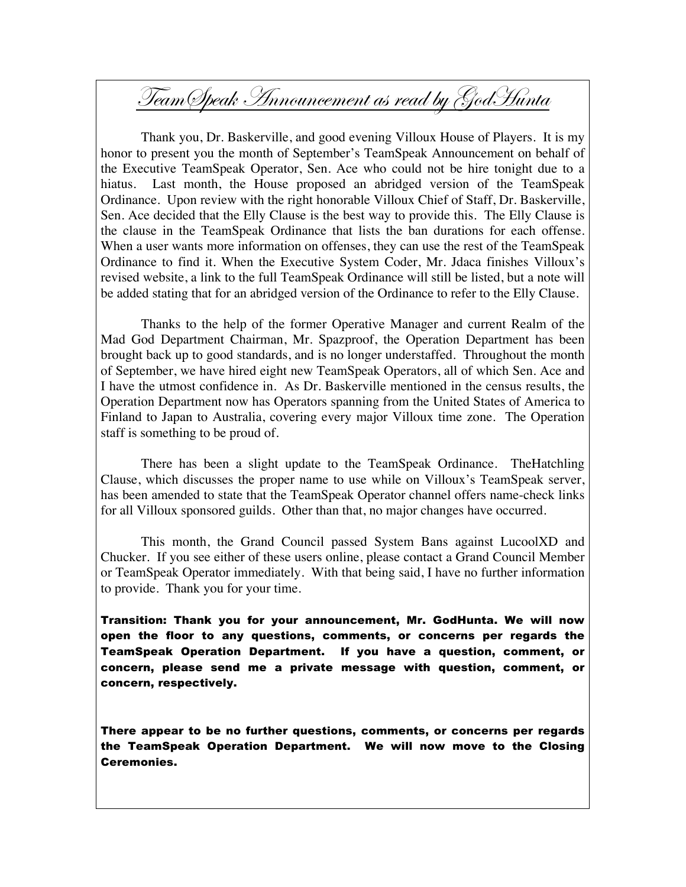# *TeamSpeak Announcement as read by GodHunta*

Thank you, Dr. Baskerville, and good evening Villoux House of Players. It is my honor to present you the month of September's TeamSpeak Announcement on behalf of the Executive TeamSpeak Operator, Sen. Ace who could not be hire tonight due to a hiatus. Last month, the House proposed an abridged version of the TeamSpeak Ordinance. Upon review with the right honorable Villoux Chief of Staff, Dr. Baskerville, Sen. Ace decided that the Elly Clause is the best way to provide this. The Elly Clause is the clause in the TeamSpeak Ordinance that lists the ban durations for each offense. When a user wants more information on offenses, they can use the rest of the TeamSpeak Ordinance to find it. When the Executive System Coder, Mr. Jdaca finishes Villoux's revised website, a link to the full TeamSpeak Ordinance will still be listed, but a note will be added stating that for an abridged version of the Ordinance to refer to the Elly Clause.

Thanks to the help of the former Operative Manager and current Realm of the Mad God Department Chairman, Mr. Spazproof, the Operation Department has been brought back up to good standards, and is no longer understaffed. Throughout the month of September, we have hired eight new TeamSpeak Operators, all of which Sen. Ace and I have the utmost confidence in. As Dr. Baskerville mentioned in the census results, the Operation Department now has Operators spanning from the United States of America to Finland to Japan to Australia, covering every major Villoux time zone. The Operation staff is something to be proud of.

There has been a slight update to the TeamSpeak Ordinance. TheHatchling Clause, which discusses the proper name to use while on Villoux's TeamSpeak server, has been amended to state that the TeamSpeak Operator channel offers name-check links for all Villoux sponsored guilds. Other than that, no major changes have occurred.

This month, the Grand Council passed System Bans against LucoolXD and Chucker. If you see either of these users online, please contact a Grand Council Member or TeamSpeak Operator immediately. With that being said, I have no further information to provide. Thank you for your time.

**Transition: Thank you for your announcement, Mr. GodHunta. We will now open the floor to any questions, comments, or concerns per regards the TeamSpeak Operation Department. If you have a question, comment, or concern, please send me a private message with question, comment, or concern, respectively.**

**There appear to be no further questions, comments, or concerns per regards the TeamSpeak Operation Department. We will now move to the Closing Ceremonies.**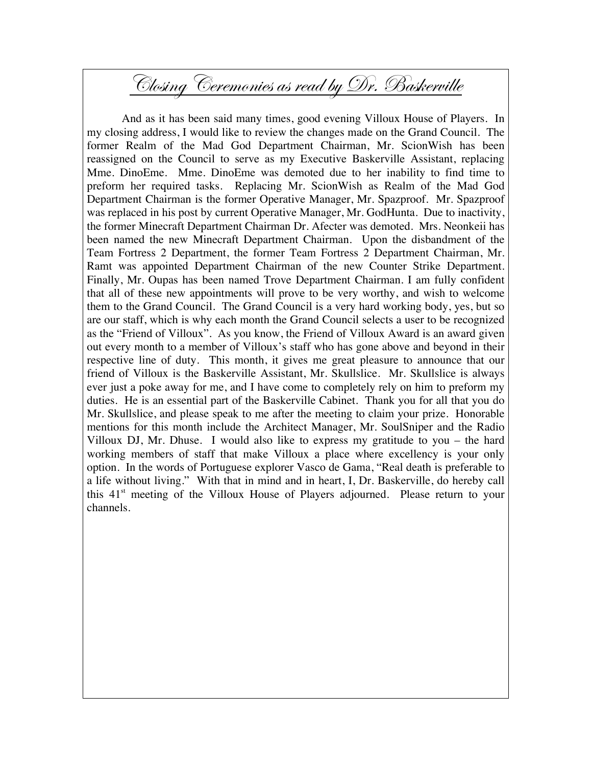# *Closing Ceremonies as read by Dr. Baskerville*

And as it has been said many times, good evening Villoux House of Players. In my closing address, I would like to review the changes made on the Grand Council. The former Realm of the Mad God Department Chairman, Mr. ScionWish has been reassigned on the Council to serve as my Executive Baskerville Assistant, replacing Mme. DinoEme. Mme. DinoEme was demoted due to her inability to find time to preform her required tasks. Replacing Mr. ScionWish as Realm of the Mad God Department Chairman is the former Operative Manager, Mr. Spazproof. Mr. Spazproof was replaced in his post by current Operative Manager, Mr. GodHunta. Due to inactivity, the former Minecraft Department Chairman Dr. Afecter was demoted. Mrs. Neonkeii has been named the new Minecraft Department Chairman. Upon the disbandment of the Team Fortress 2 Department, the former Team Fortress 2 Department Chairman, Mr. Ramt was appointed Department Chairman of the new Counter Strike Department. Finally, Mr. Oupas has been named Trove Department Chairman. I am fully confident that all of these new appointments will prove to be very worthy, and wish to welcome them to the Grand Council. The Grand Council is a very hard working body, yes, but so are our staff, which is why each month the Grand Council selects a user to be recognized as the "Friend of Villoux". As you know, the Friend of Villoux Award is an award given out every month to a member of Villoux's staff who has gone above and beyond in their respective line of duty. This month, it gives me great pleasure to announce that our friend of Villoux is the Baskerville Assistant, Mr. Skullslice. Mr. Skullslice is always ever just a poke away for me, and I have come to completely rely on him to preform my duties. He is an essential part of the Baskerville Cabinet. Thank you for all that you do Mr. Skullslice, and please speak to me after the meeting to claim your prize. Honorable mentions for this month include the Architect Manager, Mr. SoulSniper and the Radio Villoux DJ, Mr. Dhuse. I would also like to express my gratitude to you – the hard working members of staff that make Villoux a place where excellency is your only option. In the words of Portuguese explorer Vasco de Gama, "Real death is preferable to a life without living." With that in mind and in heart, I, Dr. Baskerville, do hereby call this 41st meeting of the Villoux House of Players adjourned. Please return to your channels.